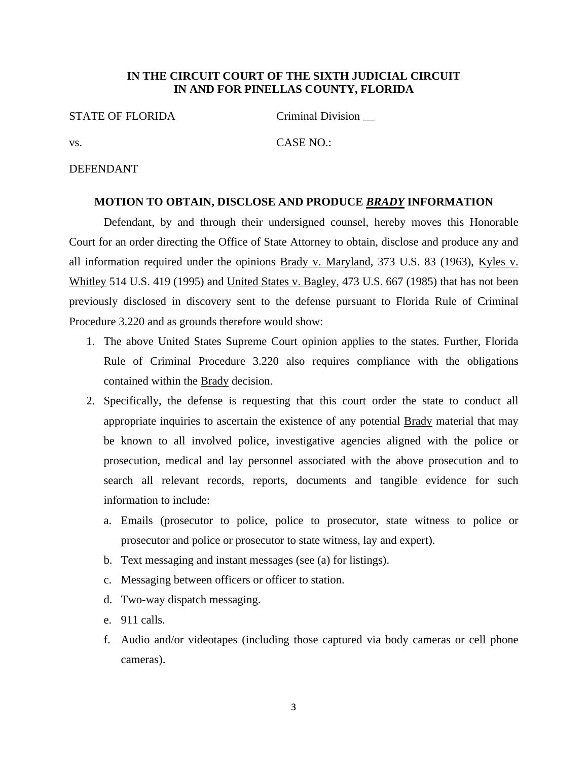**IN THE CIRCUIT COURT OF THE SIXTH JUDICIAL CIRCUIT**
**IN AND FOR PINELLAS COUNTY, FLORIDA**

STATE OF FLORIDA Criminal Division __

vs. CASE NO.:

DEFENDANT

## MOTION TO OBTAIN, DISCLOSE AND PRODUCE ***BRADY*** INFORMATION

Defendant, by and through their undersigned counsel, hereby moves this Honorable Court for an order directing the Office of State Attorney to obtain, disclose and produce any and all information required under the opinions Brady v. Maryland, 373 U.S. 83 (1963), Kyles v. Whitley 514 U.S. 419 (1995) and United States v. Bagley, 473 U.S. 667 (1985) that has not been previously disclosed in discovery sent to the defense pursuant to Florida Rule of Criminal Procedure 3.220 and as grounds therefore would show:

1. The above United States Supreme Court opinion applies to the states. Further, Florida Rule of Criminal Procedure 3.220 also requires compliance with the obligations contained within the Brady decision.
2. Specifically, the defense is requesting that this court order the state to conduct all appropriate inquiries to ascertain the existence of any potential Brady material that may be known to all involved police, investigative agencies aligned with the police or prosecution, medical and lay personnel associated with the above prosecution and to search all relevant records, reports, documents and tangible evidence for such information to include:
   a. Emails (prosecutor to police, police to prosecutor, state witness to police or prosecutor and police or prosecutor to state witness, lay and expert).
   b. Text messaging and instant messages (see (a) for listings).
   c. Messaging between officers or officer to station.
   d. Two-way dispatch messaging.
   e. 911 calls.
   f. Audio and/or videotapes (including those captured via body cameras or cell phone cameras).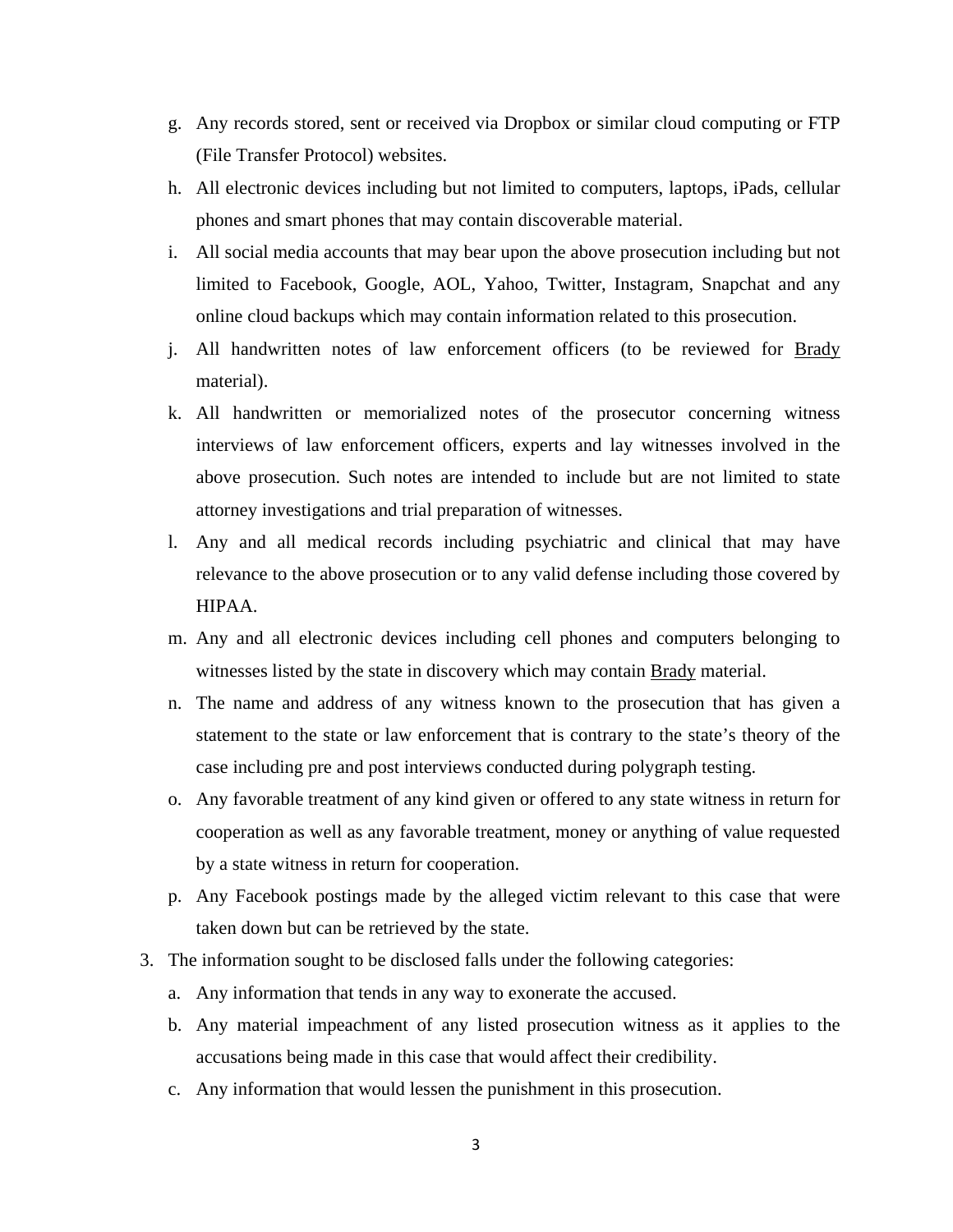g. Any records stored, sent or received via Dropbox or similar cloud computing or FTP (File Transfer Protocol) websites.

h. All electronic devices including but not limited to computers, laptops, iPads, cellular phones and smart phones that may contain discoverable material.

i. All social media accounts that may bear upon the above prosecution including but not limited to Facebook, Google, AOL, Yahoo, Twitter, Instagram, Snapchat and any online cloud backups which may contain information related to this prosecution.

j. All handwritten notes of law enforcement officers (to be reviewed for <u>Brady</u> material).

k. All handwritten or memorialized notes of the prosecutor concerning witness interviews of law enforcement officers, experts and lay witnesses involved in the above prosecution. Such notes are intended to include but are not limited to state attorney investigations and trial preparation of witnesses.

l. Any and all medical records including psychiatric and clinical that may have relevance to the above prosecution or to any valid defense including those covered by HIPAA.

m. Any and all electronic devices including cell phones and computers belonging to witnesses listed by the state in discovery which may contain <u>Brady</u> material.

n. The name and address of any witness known to the prosecution that has given a statement to the state or law enforcement that is contrary to the state's theory of the case including pre and post interviews conducted during polygraph testing.

o. Any favorable treatment of any kind given or offered to any state witness in return for cooperation as well as any favorable treatment, money or anything of value requested by a state witness in return for cooperation.

p. Any Facebook postings made by the alleged victim relevant to this case that were taken down but can be retrieved by the state.

3. The information sought to be disclosed falls under the following categories:

   a. Any information that tends in any way to exonerate the accused.

   b. Any material impeachment of any listed prosecution witness as it applies to the accusations being made in this case that would affect their credibility.

   c. Any information that would lessen the punishment in this prosecution.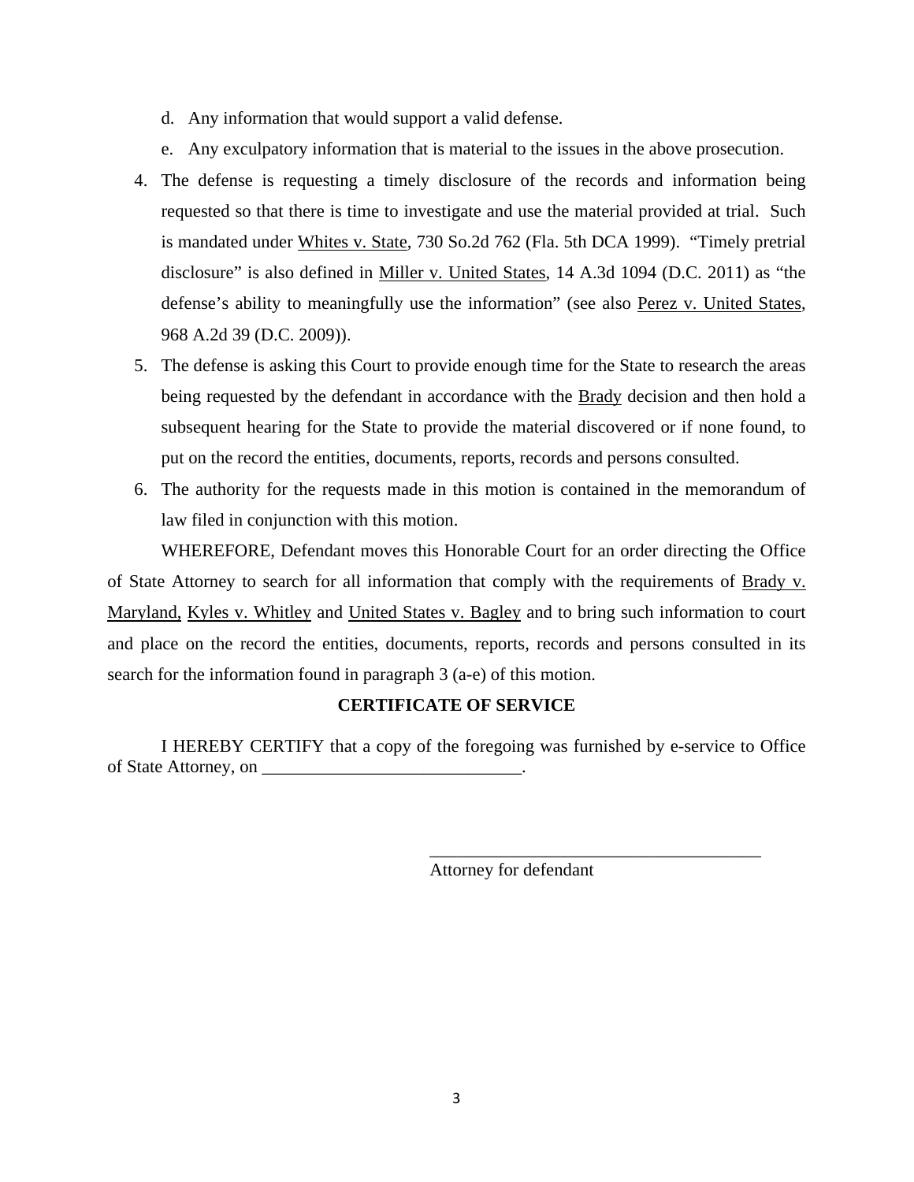d. Any information that would support a valid defense.

e. Any exculpatory information that is material to the issues in the above prosecution.

4. The defense is requesting a timely disclosure of the records and information being requested so that there is time to investigate and use the material provided at trial. Such is mandated under Whites v. State, 730 So.2d 762 (Fla. 5th DCA 1999). "Timely pretrial disclosure" is also defined in Miller v. United States, 14 A.3d 1094 (D.C. 2011) as "the defense's ability to meaningfully use the information" (see also Perez v. United States, 968 A.2d 39 (D.C. 2009)).

5. The defense is asking this Court to provide enough time for the State to research the areas being requested by the defendant in accordance with the Brady decision and then hold a subsequent hearing for the State to provide the material discovered or if none found, to put on the record the entities, documents, reports, records and persons consulted.

6. The authority for the requests made in this motion is contained in the memorandum of law filed in conjunction with this motion.

WHEREFORE, Defendant moves this Honorable Court for an order directing the Office of State Attorney to search for all information that comply with the requirements of Brady v. Maryland, Kyles v. Whitley and United States v. Bagley and to bring such information to court and place on the record the entities, documents, reports, records and persons consulted in its search for the information found in paragraph 3 (a-e) of this motion.

**CERTIFICATE OF SERVICE**

I HEREBY CERTIFY that a copy of the foregoing was furnished by e-service to Office of State Attorney, on _____________________________.

______________________________________
Attorney for defendant